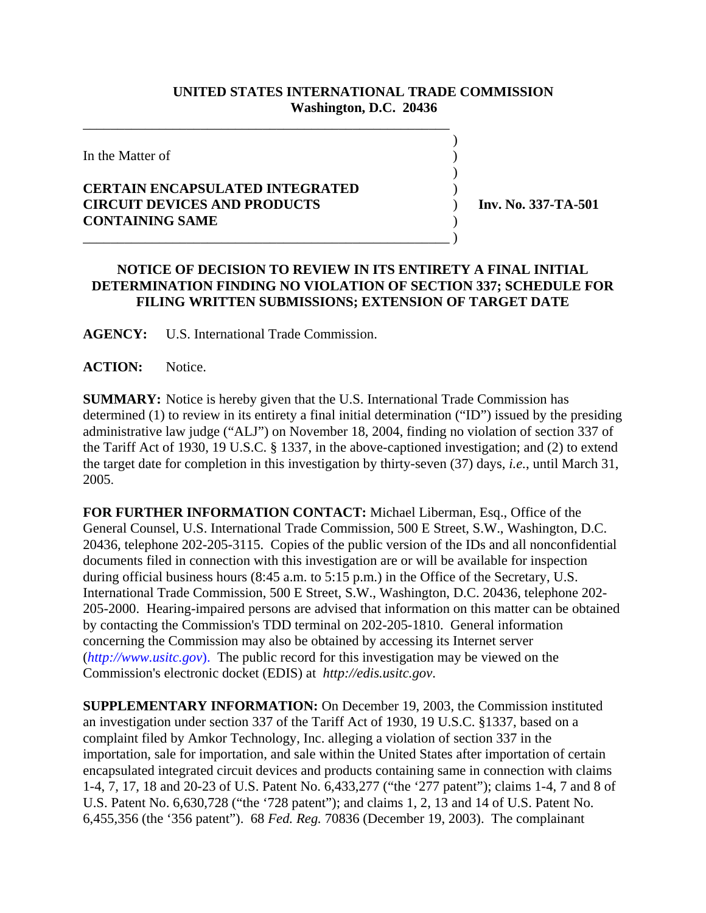**UNITED STATES INTERNATIONAL TRADE COMMISSION**
**Washington, D.C. 20436**

In the Matter of

**CERTAIN ENCAPSULATED INTEGRATED CIRCUIT DEVICES AND PRODUCTS CONTAINING SAME**

**Inv. No. 337-TA-501**

**NOTICE OF DECISION TO REVIEW IN ITS ENTIRETY A FINAL INITIAL DETERMINATION FINDING NO VIOLATION OF SECTION 337; SCHEDULE FOR FILING WRITTEN SUBMISSIONS; EXTENSION OF TARGET DATE**

**AGENCY:** U.S. International Trade Commission.

**ACTION:** Notice.

**SUMMARY:** Notice is hereby given that the U.S. International Trade Commission has determined (1) to review in its entirety a final initial determination ("ID") issued by the presiding administrative law judge ("ALJ") on November 18, 2004, finding no violation of section 337 of the Tariff Act of 1930, 19 U.S.C. § 1337, in the above-captioned investigation; and (2) to extend the target date for completion in this investigation by thirty-seven (37) days, *i.e.*, until March 31, 2005.

**FOR FURTHER INFORMATION CONTACT:** Michael Liberman, Esq., Office of the General Counsel, U.S. International Trade Commission, 500 E Street, S.W., Washington, D.C. 20436, telephone 202-205-3115. Copies of the public version of the IDs and all nonconfidential documents filed in connection with this investigation are or will be available for inspection during official business hours (8:45 a.m. to 5:15 p.m.) in the Office of the Secretary, U.S. International Trade Commission, 500 E Street, S.W., Washington, D.C. 20436, telephone 202-205-2000. Hearing-impaired persons are advised that information on this matter can be obtained by contacting the Commission's TDD terminal on 202-205-1810. General information concerning the Commission may also be obtained by accessing its Internet server (*http://www.usitc.gov*). The public record for this investigation may be viewed on the Commission's electronic docket (EDIS) at *http://edis.usitc.gov*.

**SUPPLEMENTARY INFORMATION:** On December 19, 2003, the Commission instituted an investigation under section 337 of the Tariff Act of 1930, 19 U.S.C. §1337, based on a complaint filed by Amkor Technology, Inc. alleging a violation of section 337 in the importation, sale for importation, and sale within the United States after importation of certain encapsulated integrated circuit devices and products containing same in connection with claims 1-4, 7, 17, 18 and 20-23 of U.S. Patent No. 6,433,277 ("the '277 patent"); claims 1-4, 7 and 8 of U.S. Patent No. 6,630,728 ("the '728 patent"); and claims 1, 2, 13 and 14 of U.S. Patent No. 6,455,356 (the '356 patent"). 68 *Fed. Reg.* 70836 (December 19, 2003). The complainant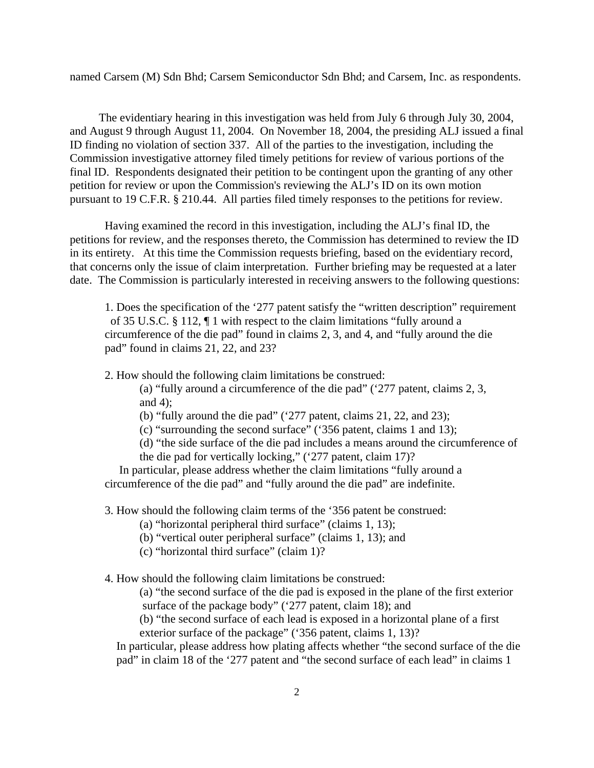named Carsem (M) Sdn Bhd; Carsem Semiconductor Sdn Bhd; and Carsem, Inc. as respondents.

The evidentiary hearing in this investigation was held from July 6 through July 30, 2004, and August 9 through August 11, 2004. On November 18, 2004, the presiding ALJ issued a final ID finding no violation of section 337. All of the parties to the investigation, including the Commission investigative attorney filed timely petitions for review of various portions of the final ID. Respondents designated their petition to be contingent upon the granting of any other petition for review or upon the Commission's reviewing the ALJ's ID on its own motion pursuant to 19 C.F.R. § 210.44. All parties filed timely responses to the petitions for review.

Having examined the record in this investigation, including the ALJ's final ID, the petitions for review, and the responses thereto, the Commission has determined to review the ID in its entirety. At this time the Commission requests briefing, based on the evidentiary record, that concerns only the issue of claim interpretation. Further briefing may be requested at a later date. The Commission is particularly interested in receiving answers to the following questions:

1. Does the specification of the '277 patent satisfy the "written description" requirement of 35 U.S.C. § 112, ¶ 1 with respect to the claim limitations "fully around a circumference of the die pad" found in claims 2, 3, and 4, and "fully around the die pad" found in claims 21, 22, and 23?

2. How should the following claim limitations be construed:
   - (a) "fully around a circumference of the die pad" ('277 patent, claims 2, 3, and 4);
   - (b) "fully around the die pad" ('277 patent, claims 21, 22, and 23);
   - (c) "surrounding the second surface" ('356 patent, claims 1 and 13);
   - (d) "the side surface of the die pad includes a means around the circumference of the die pad for vertically locking," ('277 patent, claim 17)?

   In particular, please address whether the claim limitations "fully around a circumference of the die pad" and "fully around the die pad" are indefinite.

3. How should the following claim terms of the '356 patent be construed:
   - (a) "horizontal peripheral third surface" (claims 1, 13);
   - (b) "vertical outer peripheral surface" (claims 1, 13); and
   - (c) "horizontal third surface" (claim 1)?

4. How should the following claim limitations be construed:
   - (a) "the second surface of the die pad is exposed in the plane of the first exterior surface of the package body" ('277 patent, claim 18); and
   - (b) "the second surface of each lead is exposed in a horizontal plane of a first exterior surface of the package" ('356 patent, claims 1, 13)?

   In particular, please address how plating affects whether "the second surface of the die pad" in claim 18 of the '277 patent and "the second surface of each lead" in claims 1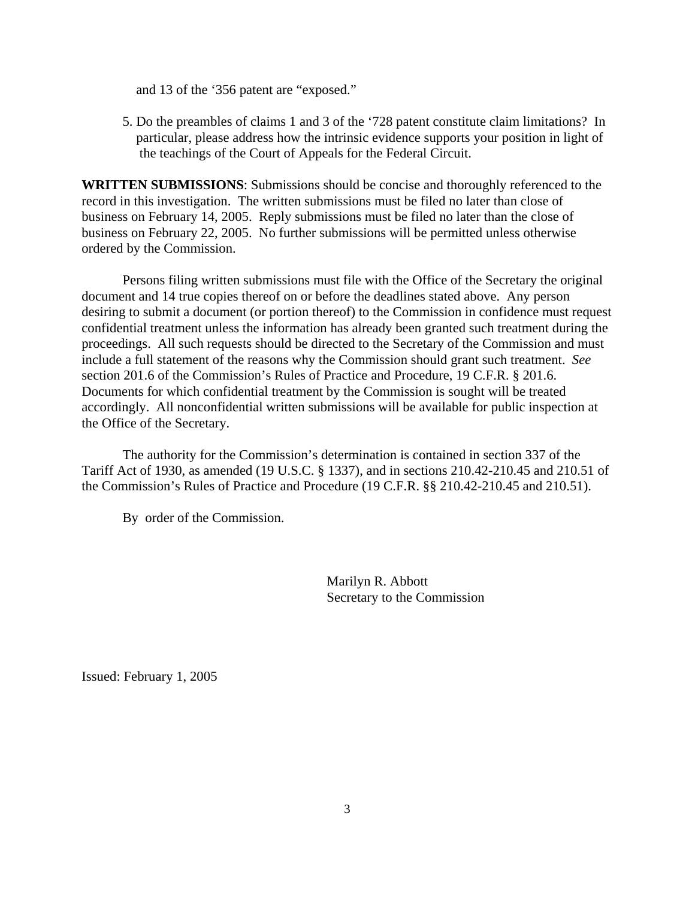and 13 of the '356 patent are "exposed."

5. Do the preambles of claims 1 and 3 of the '728 patent constitute claim limitations? In particular, please address how the intrinsic evidence supports your position in light of the teachings of the Court of Appeals for the Federal Circuit.

**WRITTEN SUBMISSIONS**: Submissions should be concise and thoroughly referenced to the record in this investigation. The written submissions must be filed no later than close of business on February 14, 2005. Reply submissions must be filed no later than the close of business on February 22, 2005. No further submissions will be permitted unless otherwise ordered by the Commission.

Persons filing written submissions must file with the Office of the Secretary the original document and 14 true copies thereof on or before the deadlines stated above. Any person desiring to submit a document (or portion thereof) to the Commission in confidence must request confidential treatment unless the information has already been granted such treatment during the proceedings. All such requests should be directed to the Secretary of the Commission and must include a full statement of the reasons why the Commission should grant such treatment. *See* section 201.6 of the Commission's Rules of Practice and Procedure, 19 C.F.R. § 201.6. Documents for which confidential treatment by the Commission is sought will be treated accordingly. All nonconfidential written submissions will be available for public inspection at the Office of the Secretary.

The authority for the Commission's determination is contained in section 337 of the Tariff Act of 1930, as amended (19 U.S.C. § 1337), and in sections 210.42-210.45 and 210.51 of the Commission's Rules of Practice and Procedure (19 C.F.R. §§ 210.42-210.45 and 210.51).

By order of the Commission.

Marilyn R. Abbott
Secretary to the Commission

Issued: February 1, 2005